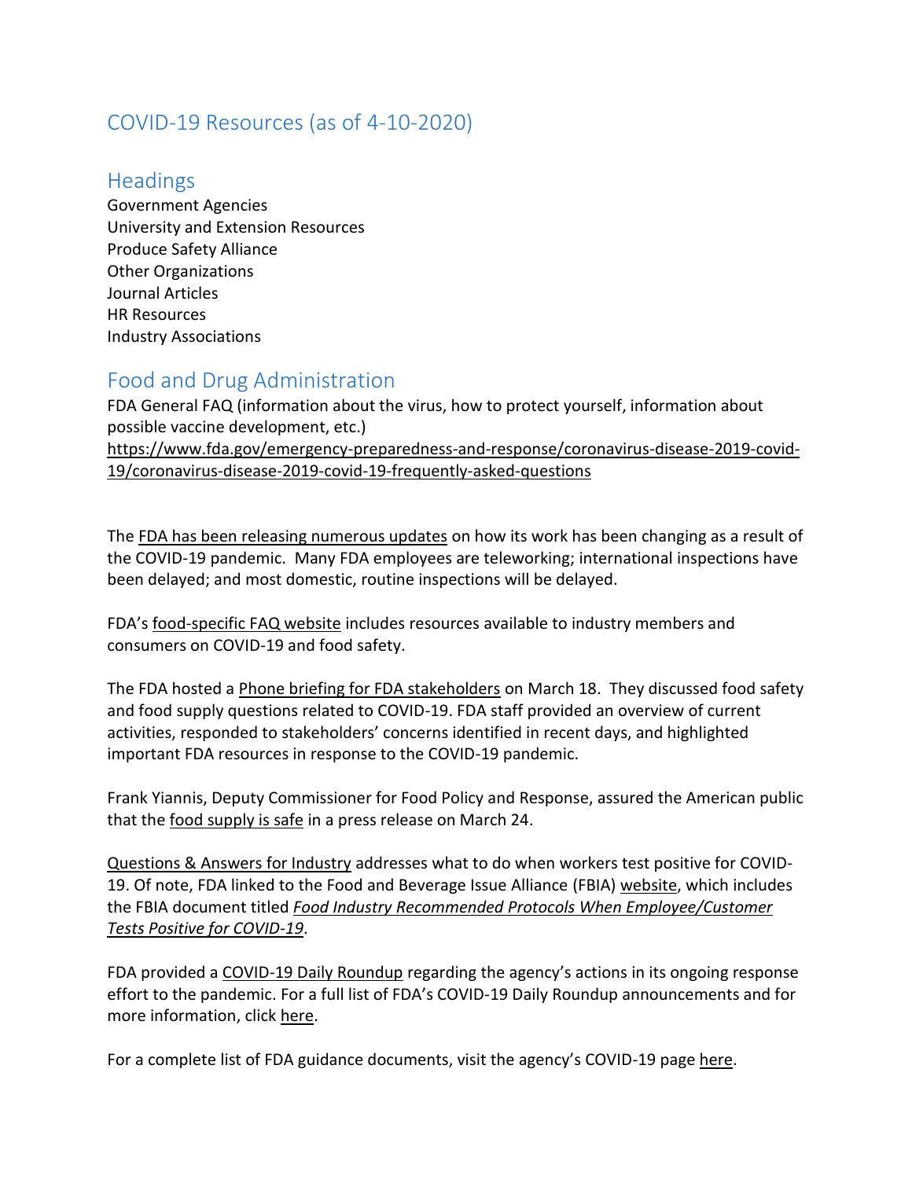# COVID-19 Resources (as of 4-10-2020)

## Headings

Government Agencies
University and Extension Resources
Produce Safety Alliance
Other Organizations
Journal Articles
HR Resources
Industry Associations

## Food and Drug Administration

FDA General FAQ (information about the virus, how to protect yourself, information about possible vaccine development, etc.)
https://www.fda.gov/emergency-preparedness-and-response/coronavirus-disease-2019-covid-19/coronavirus-disease-2019-covid-19-frequently-asked-questions

The FDA has been releasing numerous updates on how its work has been changing as a result of the COVID-19 pandemic. Many FDA employees are teleworking; international inspections have been delayed; and most domestic, routine inspections will be delayed.

FDA's food-specific FAQ website includes resources available to industry members and consumers on COVID-19 and food safety.

The FDA hosted a Phone briefing for FDA stakeholders on March 18. They discussed food safety and food supply questions related to COVID-19. FDA staff provided an overview of current activities, responded to stakeholders' concerns identified in recent days, and highlighted important FDA resources in response to the COVID-19 pandemic.

Frank Yiannis, Deputy Commissioner for Food Policy and Response, assured the American public that the food supply is safe in a press release on March 24.

Questions & Answers for Industry addresses what to do when workers test positive for COVID-19. Of note, FDA linked to the Food and Beverage Issue Alliance (FBIA) website, which includes the FBIA document titled *Food Industry Recommended Protocols When Employee/Customer Tests Positive for COVID-19*.

FDA provided a COVID-19 Daily Roundup regarding the agency's actions in its ongoing response effort to the pandemic. For a full list of FDA's COVID-19 Daily Roundup announcements and for more information, click here.

For a complete list of FDA guidance documents, visit the agency's COVID-19 page here.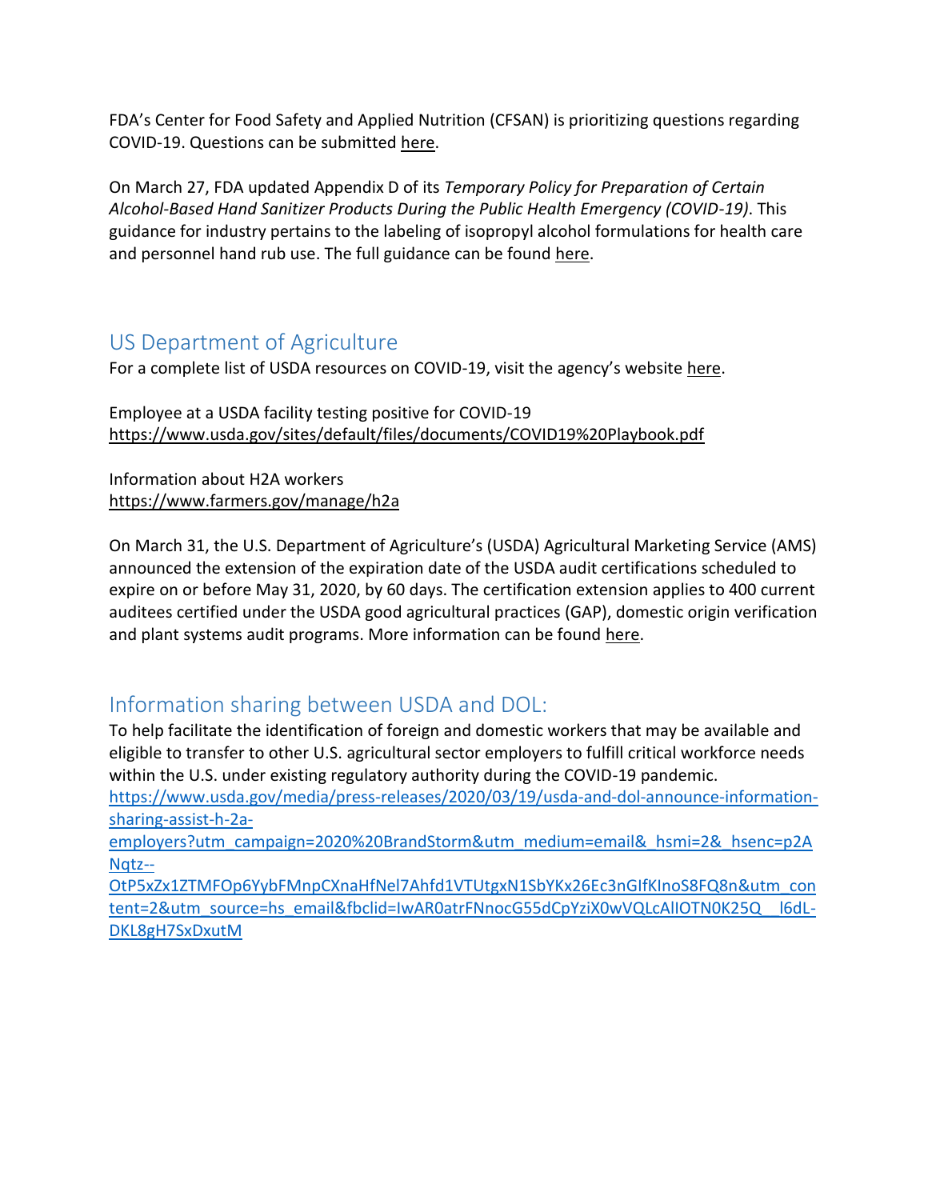FDA's Center for Food Safety and Applied Nutrition (CFSAN) is prioritizing questions regarding COVID-19. Questions can be submitted here.

On March 27, FDA updated Appendix D of its *Temporary Policy for Preparation of Certain Alcohol-Based Hand Sanitizer Products During the Public Health Emergency (COVID-19)*. This guidance for industry pertains to the labeling of isopropyl alcohol formulations for health care and personnel hand rub use. The full guidance can be found here.

## US Department of Agriculture

For a complete list of USDA resources on COVID-19, visit the agency's website here.

Employee at a USDA facility testing positive for COVID-19
https://www.usda.gov/sites/default/files/documents/COVID19%20Playbook.pdf

Information about H2A workers
https://www.farmers.gov/manage/h2a

On March 31, the U.S. Department of Agriculture's (USDA) Agricultural Marketing Service (AMS) announced the extension of the expiration date of the USDA audit certifications scheduled to expire on or before May 31, 2020, by 60 days. The certification extension applies to 400 current auditees certified under the USDA good agricultural practices (GAP), domestic origin verification and plant systems audit programs. More information can be found here.

## Information sharing between USDA and DOL:

To help facilitate the identification of foreign and domestic workers that may be available and eligible to transfer to other U.S. agricultural sector employers to fulfill critical workforce needs within the U.S. under existing regulatory authority during the COVID-19 pandemic.
https://www.usda.gov/media/press-releases/2020/03/19/usda-and-dol-announce-information-sharing-assist-h-2a-employers?utm_campaign=2020%20BrandStorm&utm_medium=email&_hsmi=2&_hsenc=p2ANqtz--OtP5xZx1ZTMFOp6YybFMnpCXnaHfNel7Ahfd1VTUtgxN1SbYKx26Ec3nGIfKInoS8FQ8n&utm_content=2&utm_source=hs_email&fbclid=IwAR0atrFNnocG55dCpYziX0wVQLcAIIOTN0K25Q__l6dL-DKL8gH7SxDxutM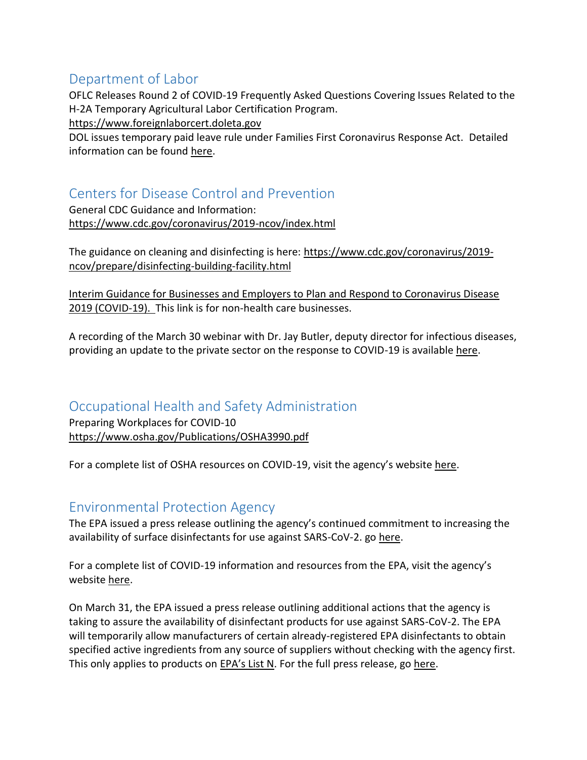## Department of Labor

OFLC Releases Round 2 of COVID-19 Frequently Asked Questions Covering Issues Related to the H-2A Temporary Agricultural Labor Certification Program.

https://www.foreignlaborcert.doleta.gov

DOL issues temporary paid leave rule under Families First Coronavirus Response Act. Detailed information can be found here.

## Centers for Disease Control and Prevention

General CDC Guidance and Information:
https://www.cdc.gov/coronavirus/2019-ncov/index.html

The guidance on cleaning and disinfecting is here: https://www.cdc.gov/coronavirus/2019-ncov/prepare/disinfecting-building-facility.html

Interim Guidance for Businesses and Employers to Plan and Respond to Coronavirus Disease 2019 (COVID-19). This link is for non-health care businesses.

A recording of the March 30 webinar with Dr. Jay Butler, deputy director for infectious diseases, providing an update to the private sector on the response to COVID-19 is available here.

## Occupational Health and Safety Administration

Preparing Workplaces for COVID-10
https://www.osha.gov/Publications/OSHA3990.pdf

For a complete list of OSHA resources on COVID-19, visit the agency's website here.

## Environmental Protection Agency

The EPA issued a press release outlining the agency's continued commitment to increasing the availability of surface disinfectants for use against SARS-CoV-2. go here.

For a complete list of COVID-19 information and resources from the EPA, visit the agency's website here.

On March 31, the EPA issued a press release outlining additional actions that the agency is taking to assure the availability of disinfectant products for use against SARS-CoV-2. The EPA will temporarily allow manufacturers of certain already-registered EPA disinfectants to obtain specified active ingredients from any source of suppliers without checking with the agency first. This only applies to products on EPA's List N. For the full press release, go here.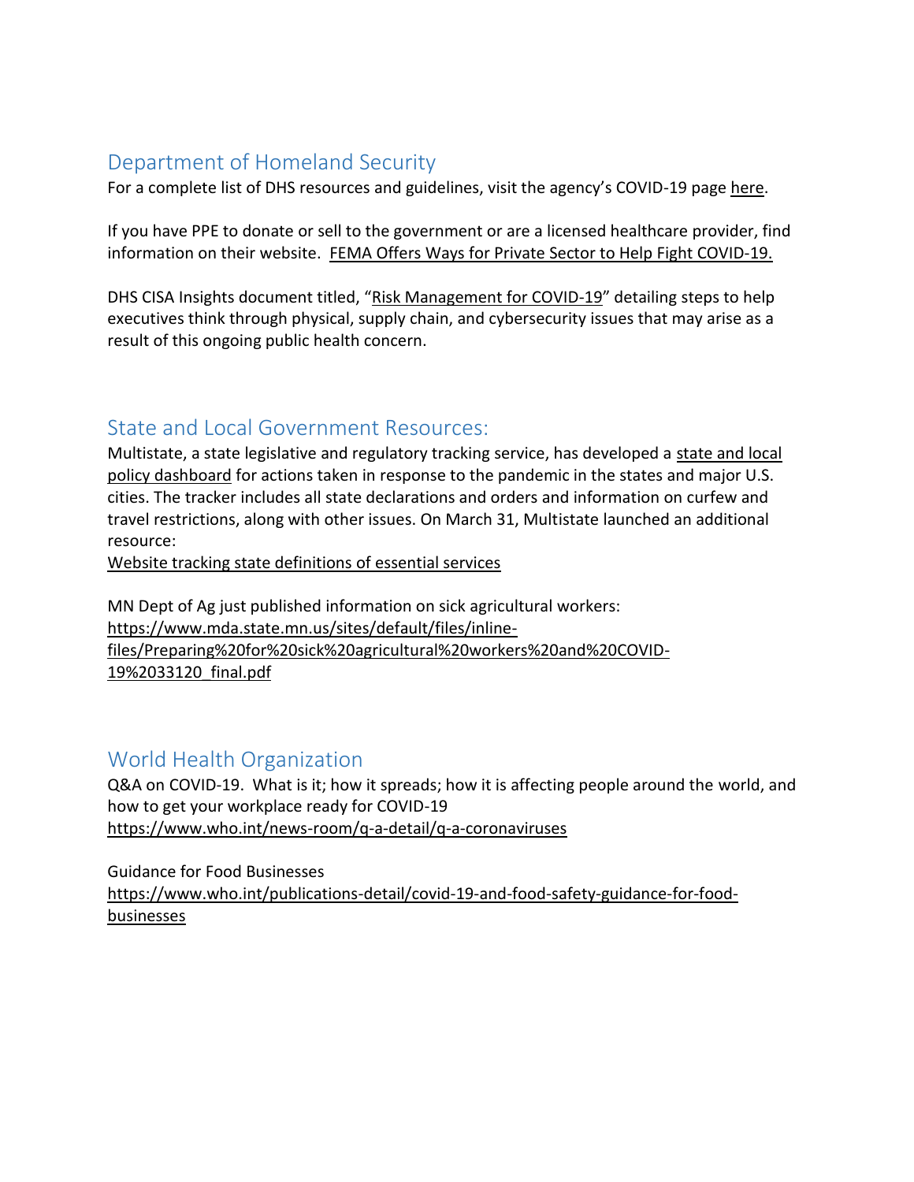## Department of Homeland Security

For a complete list of DHS resources and guidelines, visit the agency's COVID-19 page here.

If you have PPE to donate or sell to the government or are a licensed healthcare provider, find information on their website. FEMA Offers Ways for Private Sector to Help Fight COVID-19.

DHS CISA Insights document titled, "Risk Management for COVID-19" detailing steps to help executives think through physical, supply chain, and cybersecurity issues that may arise as a result of this ongoing public health concern.

## State and Local Government Resources:

Multistate, a state legislative and regulatory tracking service, has developed a state and local policy dashboard for actions taken in response to the pandemic in the states and major U.S. cities. The tracker includes all state declarations and orders and information on curfew and travel restrictions, along with other issues. On March 31, Multistate launched an additional resource:
Website tracking state definitions of essential services

MN Dept of Ag just published information on sick agricultural workers:
https://www.mda.state.mn.us/sites/default/files/inline-files/Preparing%20for%20sick%20agricultural%20workers%20and%20COVID-19%2033120_final.pdf

## World Health Organization

Q&A on COVID-19. What is it; how it spreads; how it is affecting people around the world, and how to get your workplace ready for COVID-19
https://www.who.int/news-room/q-a-detail/q-a-coronaviruses

Guidance for Food Businesses
https://www.who.int/publications-detail/covid-19-and-food-safety-guidance-for-food-businesses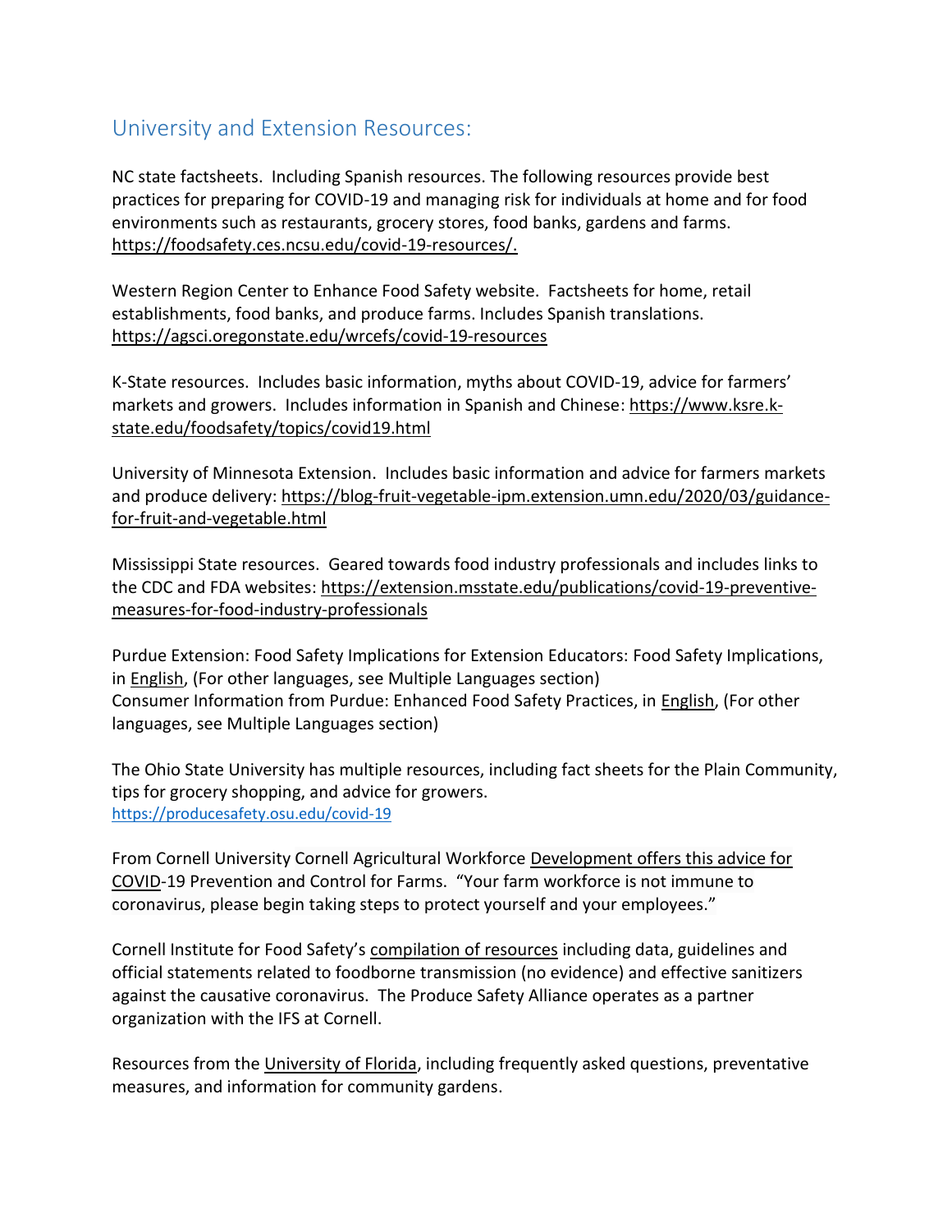## University and Extension Resources:

NC state factsheets. Including Spanish resources. The following resources provide best practices for preparing for COVID-19 and managing risk for individuals at home and for food environments such as restaurants, grocery stores, food banks, gardens and farms. https://foodsafety.ces.ncsu.edu/covid-19-resources/.

Western Region Center to Enhance Food Safety website. Factsheets for home, retail establishments, food banks, and produce farms. Includes Spanish translations. https://agsci.oregonstate.edu/wrcefs/covid-19-resources

K-State resources. Includes basic information, myths about COVID-19, advice for farmers' markets and growers. Includes information in Spanish and Chinese: https://www.ksre.k-state.edu/foodsafety/topics/covid19.html

University of Minnesota Extension. Includes basic information and advice for farmers markets and produce delivery: https://blog-fruit-vegetable-ipm.extension.umn.edu/2020/03/guidance-for-fruit-and-vegetable.html

Mississippi State resources. Geared towards food industry professionals and includes links to the CDC and FDA websites: https://extension.msstate.edu/publications/covid-19-preventive-measures-for-food-industry-professionals

Purdue Extension: Food Safety Implications for Extension Educators: Food Safety Implications, in English, (For other languages, see Multiple Languages section)
Consumer Information from Purdue: Enhanced Food Safety Practices, in English, (For other languages, see Multiple Languages section)

The Ohio State University has multiple resources, including fact sheets for the Plain Community, tips for grocery shopping, and advice for growers.
https://producesafety.osu.edu/covid-19

From Cornell University Cornell Agricultural Workforce Development offers this advice for COVID-19 Prevention and Control for Farms. "Your farm workforce is not immune to coronavirus, please begin taking steps to protect yourself and your employees."

Cornell Institute for Food Safety's compilation of resources including data, guidelines and official statements related to foodborne transmission (no evidence) and effective sanitizers against the causative coronavirus. The Produce Safety Alliance operates as a partner organization with the IFS at Cornell.

Resources from the University of Florida, including frequently asked questions, preventative measures, and information for community gardens.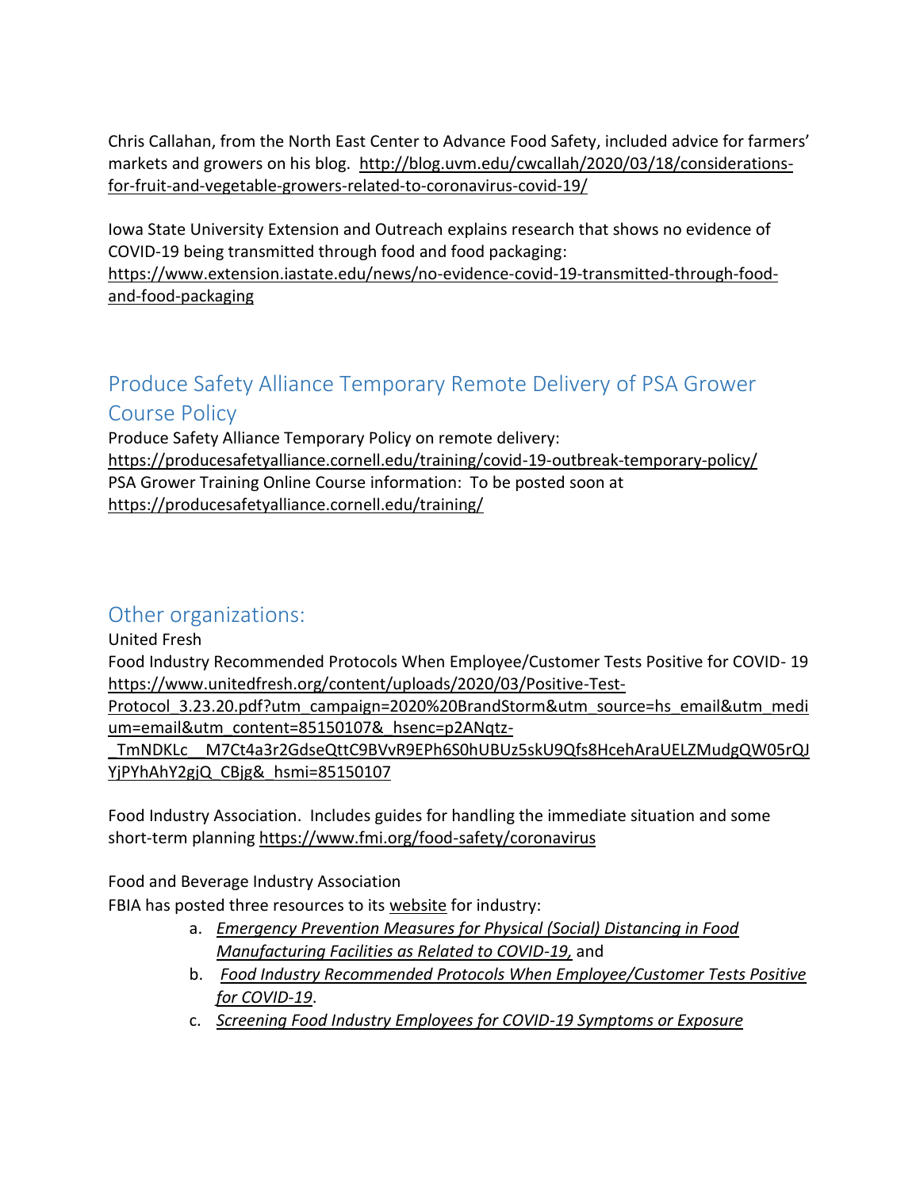Chris Callahan, from the North East Center to Advance Food Safety, included advice for farmers' markets and growers on his blog. http://blog.uvm.edu/cwcallah/2020/03/18/considerations-for-fruit-and-vegetable-growers-related-to-coronavirus-covid-19/

Iowa State University Extension and Outreach explains research that shows no evidence of COVID-19 being transmitted through food and food packaging: https://www.extension.iastate.edu/news/no-evidence-covid-19-transmitted-through-food-and-food-packaging

## Produce Safety Alliance Temporary Remote Delivery of PSA Grower Course Policy

Produce Safety Alliance Temporary Policy on remote delivery: https://producesafetyalliance.cornell.edu/training/covid-19-outbreak-temporary-policy/
PSA Grower Training Online Course information: To be posted soon at https://producesafetyalliance.cornell.edu/training/

## Other organizations:

United Fresh
Food Industry Recommended Protocols When Employee/Customer Tests Positive for COVID- 19 https://www.unitedfresh.org/content/uploads/2020/03/Positive-Test-Protocol_3.23.20.pdf?utm_campaign=2020%20BrandStorm&utm_source=hs_email&utm_medium=email&utm_content=85150107&_hsenc=p2ANqtz-_TmNDKLc__M7Ct4a3r2GdseQttC9BVvR9EPh6S0hUBUz5skU9Qfs8HcehAraUELZMudgQW05rQJYjPYhAhY2gjQ_CBjg&_hsmi=85150107

Food Industry Association. Includes guides for handling the immediate situation and some short-term planning https://www.fmi.org/food-safety/coronavirus

Food and Beverage Industry Association
FBIA has posted three resources to its website for industry:

a. *Emergency Prevention Measures for Physical (Social) Distancing in Food Manufacturing Facilities as Related to COVID-19,* and
b. *Food Industry Recommended Protocols When Employee/Customer Tests Positive for COVID-19*.
c. *Screening Food Industry Employees for COVID-19 Symptoms or Exposure*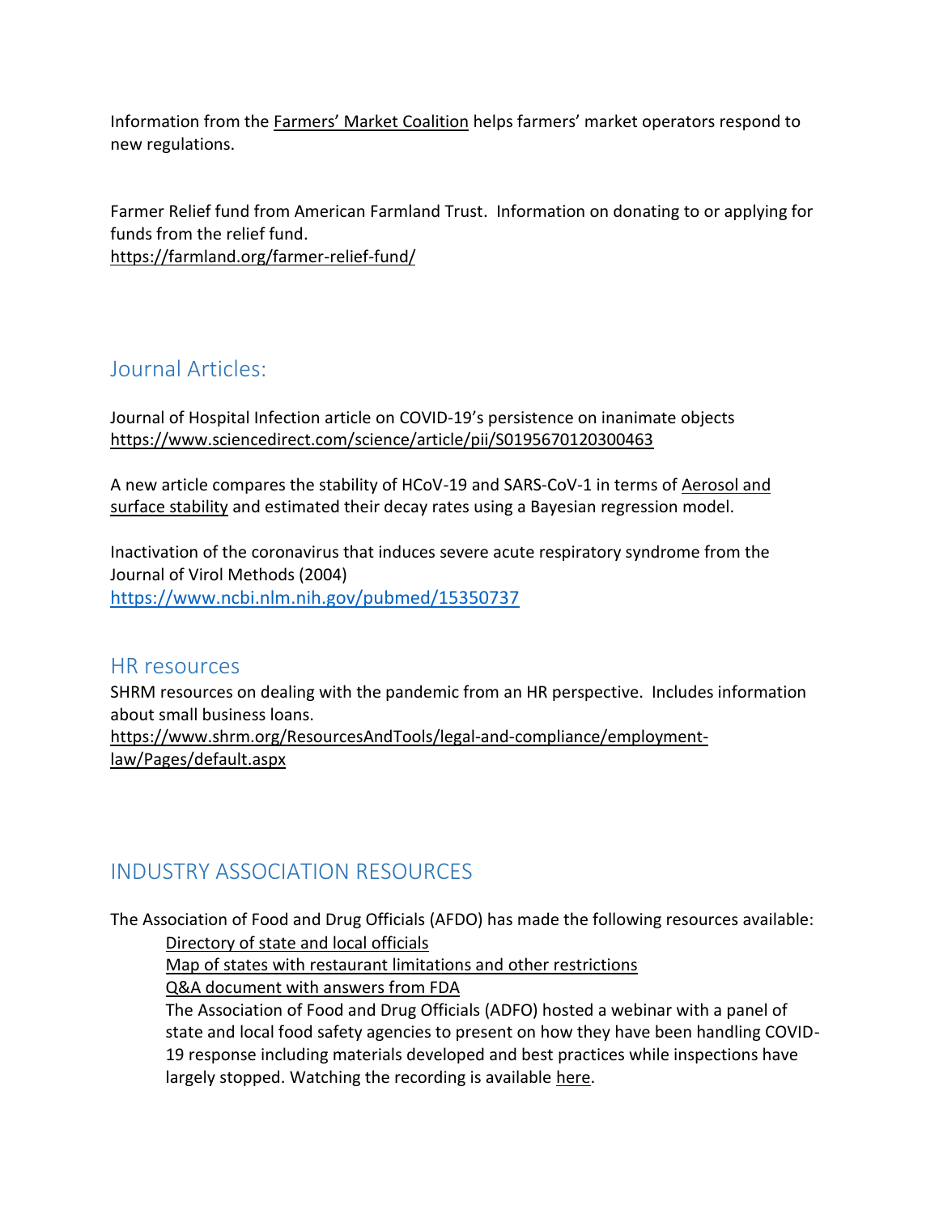Information from the Farmers' Market Coalition helps farmers' market operators respond to new regulations.

Farmer Relief fund from American Farmland Trust. Information on donating to or applying for funds from the relief fund.
https://farmland.org/farmer-relief-fund/

## Journal Articles:

Journal of Hospital Infection article on COVID-19's persistence on inanimate objects
https://www.sciencedirect.com/science/article/pii/S0195670120300463

A new article compares the stability of HCoV-19 and SARS-CoV-1 in terms of Aerosol and surface stability and estimated their decay rates using a Bayesian regression model.

Inactivation of the coronavirus that induces severe acute respiratory syndrome from the Journal of Virol Methods (2004)
https://www.ncbi.nlm.nih.gov/pubmed/15350737

## HR resources

SHRM resources on dealing with the pandemic from an HR perspective. Includes information about small business loans.
https://www.shrm.org/ResourcesAndTools/legal-and-compliance/employment-law/Pages/default.aspx

## INDUSTRY ASSOCIATION RESOURCES

The Association of Food and Drug Officials (AFDO) has made the following resources available:

- Directory of state and local officials
- Map of states with restaurant limitations and other restrictions
- Q&A document with answers from FDA
- The Association of Food and Drug Officials (ADFO) hosted a webinar with a panel of state and local food safety agencies to present on how they have been handling COVID-19 response including materials developed and best practices while inspections have largely stopped. Watching the recording is available here.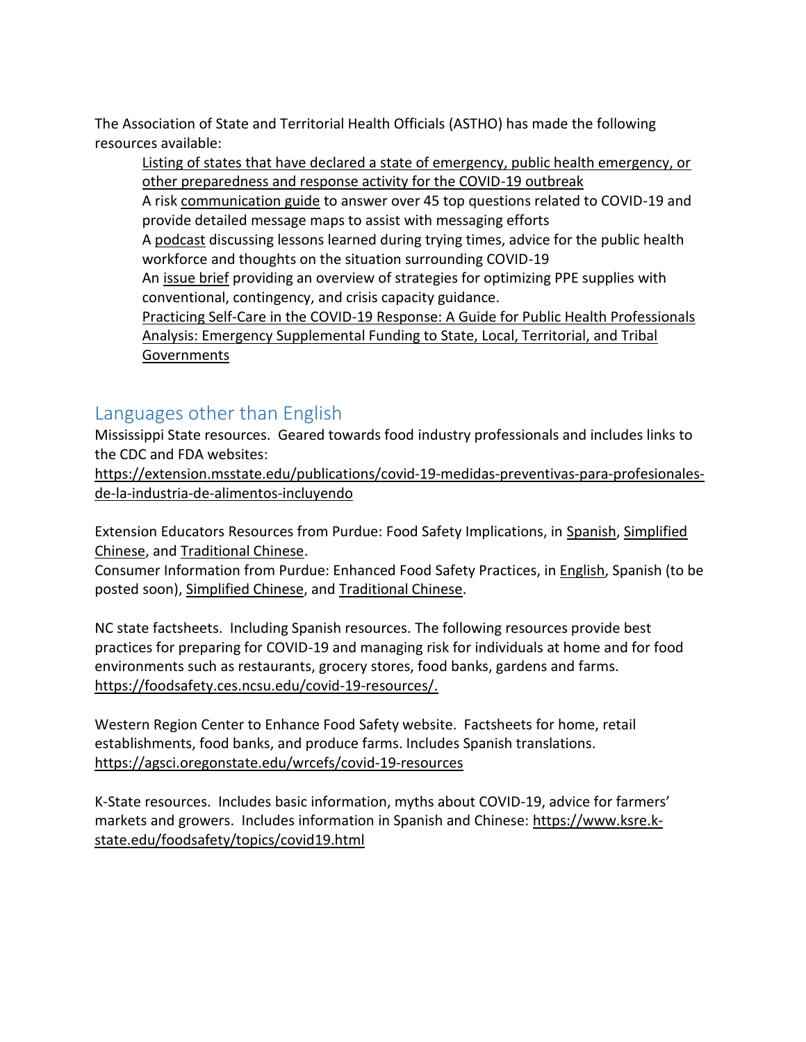The Association of State and Territorial Health Officials (ASTHO) has made the following resources available:

- Listing of states that have declared a state of emergency, public health emergency, or other preparedness and response activity for the COVID-19 outbreak
- A risk communication guide to answer over 45 top questions related to COVID-19 and provide detailed message maps to assist with messaging efforts
- A podcast discussing lessons learned during trying times, advice for the public health workforce and thoughts on the situation surrounding COVID-19
- An issue brief providing an overview of strategies for optimizing PPE supplies with conventional, contingency, and crisis capacity guidance.
- Practicing Self-Care in the COVID-19 Response: A Guide for Public Health Professionals
- Analysis: Emergency Supplemental Funding to State, Local, Territorial, and Tribal Governments

## Languages other than English

Mississippi State resources. Geared towards food industry professionals and includes links to the CDC and FDA websites: https://extension.msstate.edu/publications/covid-19-medidas-preventivas-para-profesionales-de-la-industria-de-alimentos-incluyendo

Extension Educators Resources from Purdue: Food Safety Implications, in Spanish, Simplified Chinese, and Traditional Chinese.
Consumer Information from Purdue: Enhanced Food Safety Practices, in English, Spanish (to be posted soon), Simplified Chinese, and Traditional Chinese.

NC state factsheets. Including Spanish resources. The following resources provide best practices for preparing for COVID-19 and managing risk for individuals at home and for food environments such as restaurants, grocery stores, food banks, gardens and farms. https://foodsafety.ces.ncsu.edu/covid-19-resources/.

Western Region Center to Enhance Food Safety website. Factsheets for home, retail establishments, food banks, and produce farms. Includes Spanish translations. https://agsci.oregonstate.edu/wrcefs/covid-19-resources

K-State resources. Includes basic information, myths about COVID-19, advice for farmers' markets and growers. Includes information in Spanish and Chinese: https://www.ksre.k-state.edu/foodsafety/topics/covid19.html